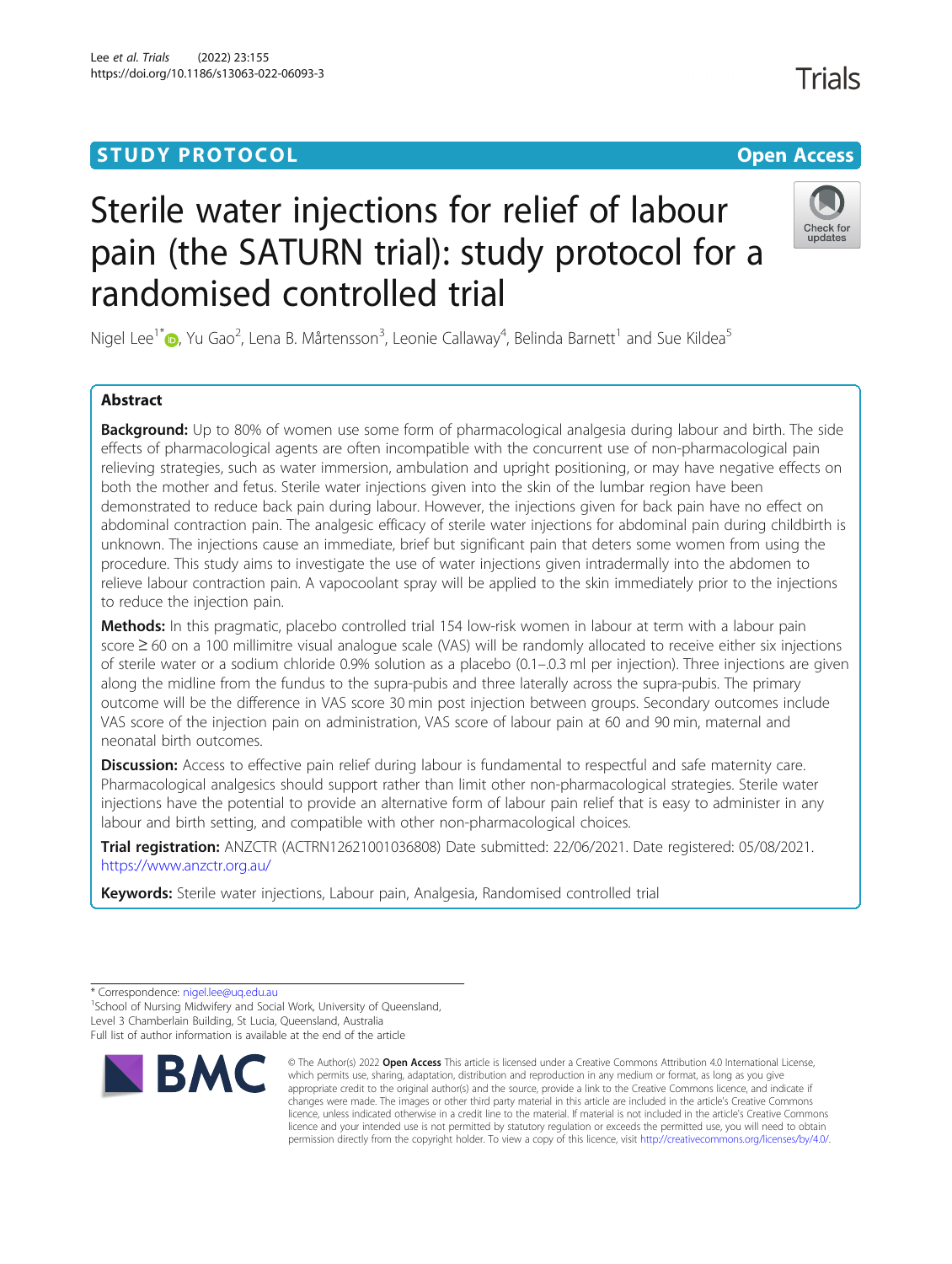STUDY PROTOCOL

Open Access

# Sterile water injections for relief of labour pain (the SATURN trial): study protocol for a randomised controlled trial

Nigel Lee[1*], Yu Gao[2], Lena B. Mårtensson[3], Leonie Callaway[4], Belinda Barnett[1] and Sue Kildea[5]

## Abstract

**Background:** Up to 80% of women use some form of pharmacological analgesia during labour and birth. The side effects of pharmacological agents are often incompatible with the concurrent use of non-pharmacological pain relieving strategies, such as water immersion, ambulation and upright positioning, or may have negative effects on both the mother and fetus. Sterile water injections given into the skin of the lumbar region have been demonstrated to reduce back pain during labour. However, the injections given for back pain have no effect on abdominal contraction pain. The analgesic efficacy of sterile water injections for abdominal pain during childbirth is unknown. The injections cause an immediate, brief but significant pain that deters some women from using the procedure. This study aims to investigate the use of water injections given intradermally into the abdomen to relieve labour contraction pain. A vapocoolant spray will be applied to the skin immediately prior to the injections to reduce the injection pain.

**Methods:** In this pragmatic, placebo controlled trial 154 low-risk women in labour at term with a labour pain score ≥ 60 on a 100 millimitre visual analogue scale (VAS) will be randomly allocated to receive either six injections of sterile water or a sodium chloride 0.9% solution as a placebo (0.1–.0.3 ml per injection). Three injections are given along the midline from the fundus to the supra-pubis and three laterally across the supra-pubis. The primary outcome will be the difference in VAS score 30 min post injection between groups. Secondary outcomes include VAS score of the injection pain on administration, VAS score of labour pain at 60 and 90 min, maternal and neonatal birth outcomes.

**Discussion:** Access to effective pain relief during labour is fundamental to respectful and safe maternity care. Pharmacological analgesics should support rather than limit other non-pharmacological strategies. Sterile water injections have the potential to provide an alternative form of labour pain relief that is easy to administer in any labour and birth setting, and compatible with other non-pharmacological choices.

**Trial registration:** ANZCTR (ACTRN12621001036808) Date submitted: 22/06/2021. Date registered: 05/08/2021. https://www.anzctr.org.au/

**Keywords:** Sterile water injections, Labour pain, Analgesia, Randomised controlled trial

* Correspondence: nigel.lee@uq.edu.au

[1]School of Nursing Midwifery and Social Work, University of Queensland, Level 3 Chamberlain Building, St Lucia, Queensland, Australia

Full list of author information is available at the end of the article

© The Author(s) 2022 **Open Access** This article is licensed under a Creative Commons Attribution 4.0 International License, which permits use, sharing, adaptation, distribution and reproduction in any medium or format, as long as you give appropriate credit to the original author(s) and the source, provide a link to the Creative Commons licence, and indicate if changes were made. The images or other third party material in this article are included in the article's Creative Commons licence, unless indicated otherwise in a credit line to the material. If material is not included in the article's Creative Commons licence and your intended use is not permitted by statutory regulation or exceeds the permitted use, you will need to obtain permission directly from the copyright holder. To view a copy of this licence, visit http://creativecommons.org/licenses/by/4.0/.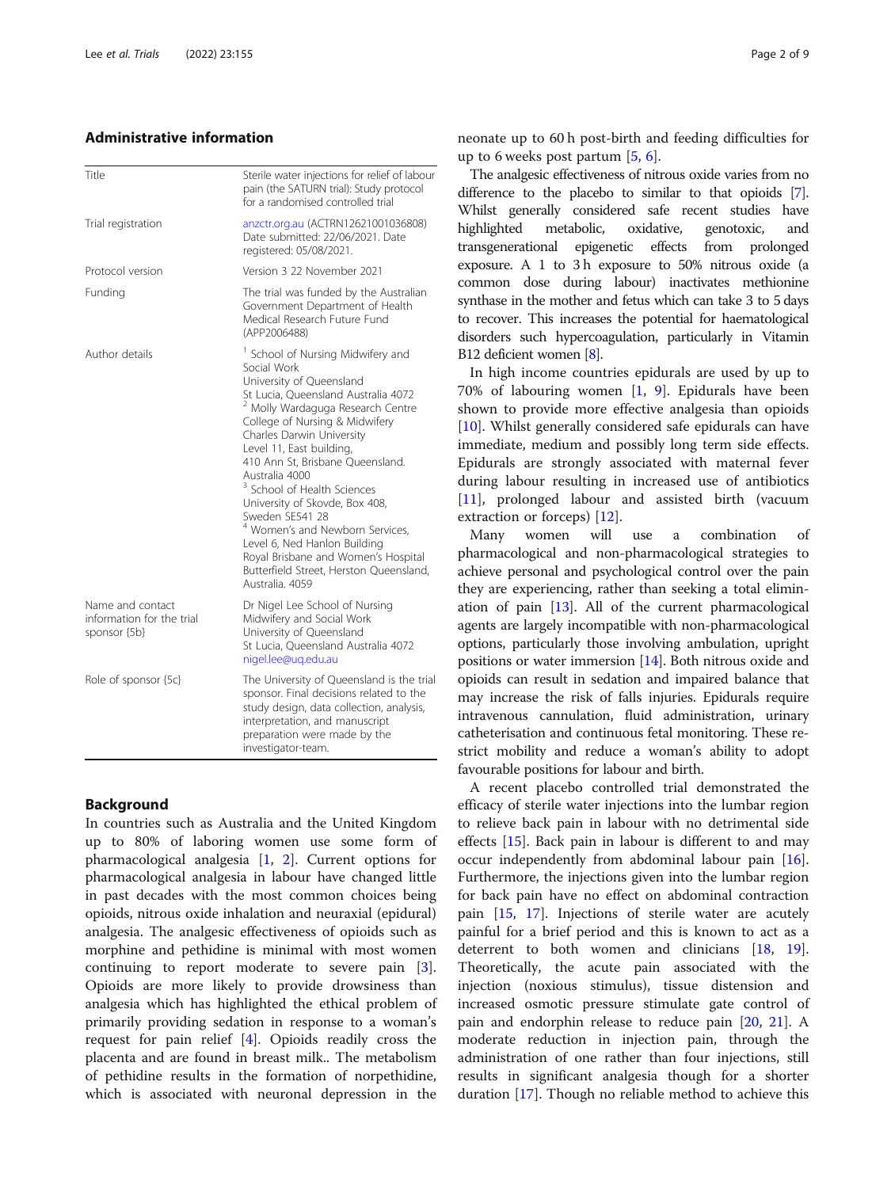## Administrative information

| Title | Sterile water injections for relief of labour pain (the SATURN trial): Study protocol for a randomised controlled trial |
|---|---|
| Trial registration | anzctr.org.au (ACTRN12621001036808) Date submitted: 22/06/2021. Date registered: 05/08/2021. |
| Protocol version | Version 3 22 November 2021 |
| Funding | The trial was funded by the Australian Government Department of Health Medical Research Future Fund (APP2006488) |
| Author details | [1] School of Nursing Midwifery and Social Work University of Queensland St Lucia, Queensland Australia 4072 [2] Molly Wardaguga Research Centre College of Nursing & Midwifery Charles Darwin University Level 11, East building, 410 Ann St, Brisbane Queensland. Australia 4000 [3] School of Health Sciences University of Skovde, Box 408, Sweden SE541 28 [4] Women's and Newborn Services, Level 6, Ned Hanlon Building Royal Brisbane and Women's Hospital Butterfield Street, Herston Queensland, Australia. 4059 |
| Name and contact information for the trial sponsor {5b} | Dr Nigel Lee School of Nursing Midwifery and Social Work University of Queensland St Lucia, Queensland Australia 4072 nigel.lee@uq.edu.au |
| Role of sponsor {5c} | The University of Queensland is the trial sponsor. Final decisions related to the study design, data collection, analysis, interpretation, and manuscript preparation were made by the investigator-team. |

## Background

In countries such as Australia and the United Kingdom up to 80% of laboring women use some form of pharmacological analgesia [1, 2]. Current options for pharmacological analgesia in labour have changed little in past decades with the most common choices being opioids, nitrous oxide inhalation and neuraxial (epidural) analgesia. The analgesic effectiveness of opioids such as morphine and pethidine is minimal with most women continuing to report moderate to severe pain [3]. Opioids are more likely to provide drowsiness than analgesia which has highlighted the ethical problem of primarily providing sedation in response to a woman's request for pain relief [4]. Opioids readily cross the placenta and are found in breast milk.. The metabolism of pethidine results in the formation of norpethidine, which is associated with neuronal depression in the neonate up to 60 h post-birth and feeding difficulties for up to 6 weeks post partum [5, 6].

The analgesic effectiveness of nitrous oxide varies from no difference to the placebo to similar to that opioids [7]. Whilst generally considered safe recent studies have highlighted metabolic, oxidative, genotoxic, and transgenerational epigenetic effects from prolonged exposure. A 1 to 3 h exposure to 50% nitrous oxide (a common dose during labour) inactivates methionine synthase in the mother and fetus which can take 3 to 5 days to recover. This increases the potential for haematological disorders such hypercoagulation, particularly in Vitamin B12 deficient women [8].

In high income countries epidurals are used by up to 70% of labouring women [1, 9]. Epidurals have been shown to provide more effective analgesia than opioids [10]. Whilst generally considered safe epidurals can have immediate, medium and possibly long term side effects. Epidurals are strongly associated with maternal fever during labour resulting in increased use of antibiotics [11], prolonged labour and assisted birth (vacuum extraction or forceps) [12].

Many women will use a combination of pharmacological and non-pharmacological strategies to achieve personal and psychological control over the pain they are experiencing, rather than seeking a total elimination of pain [13]. All of the current pharmacological agents are largely incompatible with non-pharmacological options, particularly those involving ambulation, upright positions or water immersion [14]. Both nitrous oxide and opioids can result in sedation and impaired balance that may increase the risk of falls injuries. Epidurals require intravenous cannulation, fluid administration, urinary catheterisation and continuous fetal monitoring. These restrict mobility and reduce a woman's ability to adopt favourable positions for labour and birth.

A recent placebo controlled trial demonstrated the efficacy of sterile water injections into the lumbar region to relieve back pain in labour with no detrimental side effects [15]. Back pain in labour is different to and may occur independently from abdominal labour pain [16]. Furthermore, the injections given into the lumbar region for back pain have no effect on abdominal contraction pain [15, 17]. Injections of sterile water are acutely painful for a brief period and this is known to act as a deterrent to both women and clinicians [18, 19]. Theoretically, the acute pain associated with the injection (noxious stimulus), tissue distension and increased osmotic pressure stimulate gate control of pain and endorphin release to reduce pain [20, 21]. A moderate reduction in injection pain, through the administration of one rather than four injections, still results in significant analgesia though for a shorter duration [17]. Though no reliable method to achieve this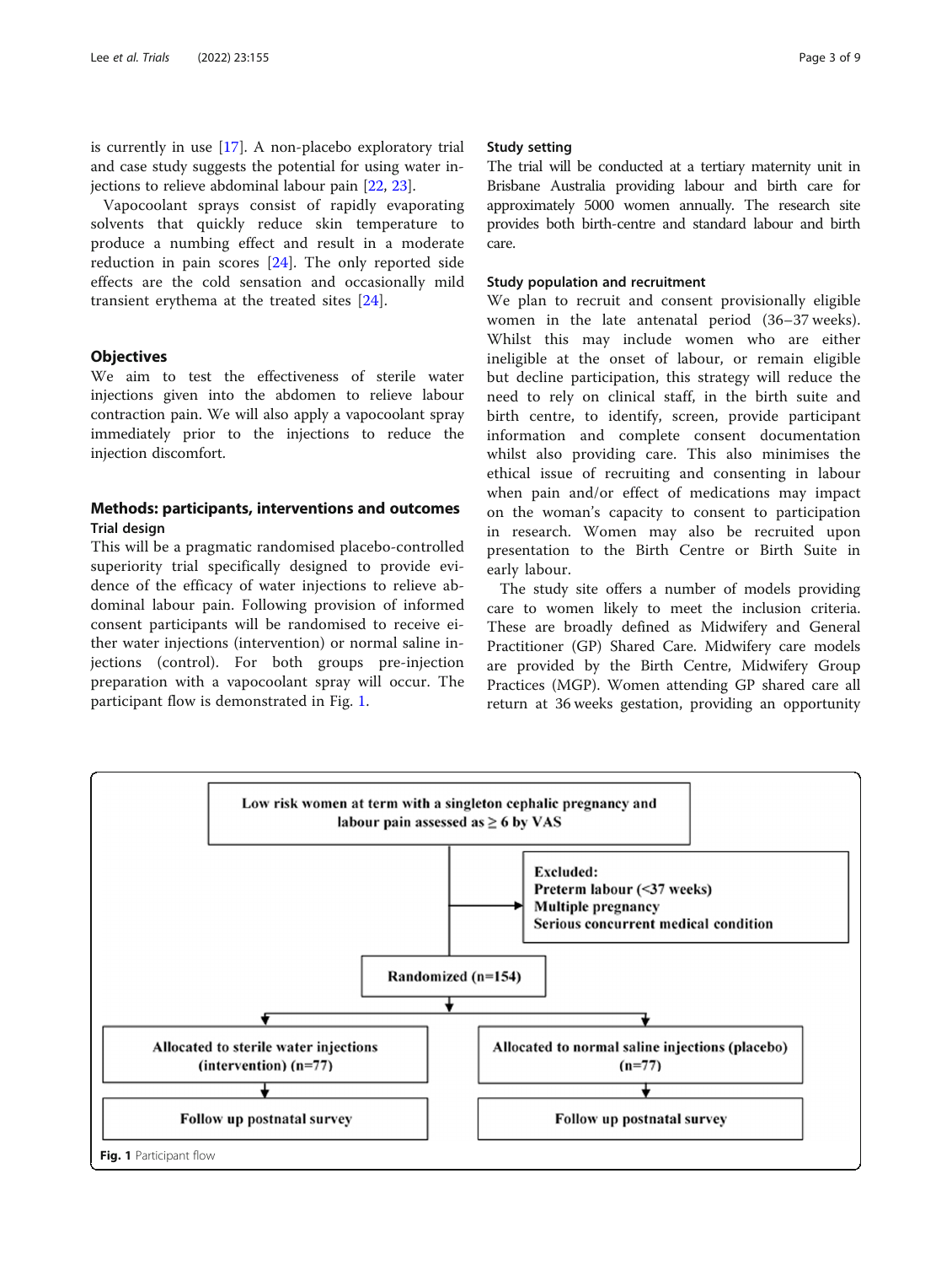is currently in use [17]. A non-placebo exploratory trial and case study suggests the potential for using water injections to relieve abdominal labour pain [22, 23].

Vapocoolant sprays consist of rapidly evaporating solvents that quickly reduce skin temperature to produce a numbing effect and result in a moderate reduction in pain scores [24]. The only reported side effects are the cold sensation and occasionally mild transient erythema at the treated sites [24].

## Objectives

We aim to test the effectiveness of sterile water injections given into the abdomen to relieve labour contraction pain. We will also apply a vapocoolant spray immediately prior to the injections to reduce the injection discomfort.

## Methods: participants, interventions and outcomes

### Trial design

This will be a pragmatic randomised placebo-controlled superiority trial specifically designed to provide evidence of the efficacy of water injections to relieve abdominal labour pain. Following provision of informed consent participants will be randomised to receive either water injections (intervention) or normal saline injections (control). For both groups pre-injection preparation with a vapocoolant spray will occur. The participant flow is demonstrated in Fig. 1.

### Study setting

The trial will be conducted at a tertiary maternity unit in Brisbane Australia providing labour and birth care for approximately 5000 women annually. The research site provides both birth-centre and standard labour and birth care.

### Study population and recruitment

We plan to recruit and consent provisionally eligible women in the late antenatal period (36–37 weeks). Whilst this may include women who are either ineligible at the onset of labour, or remain eligible but decline participation, this strategy will reduce the need to rely on clinical staff, in the birth suite and birth centre, to identify, screen, provide participant information and complete consent documentation whilst also providing care. This also minimises the ethical issue of recruiting and consenting in labour when pain and/or effect of medications may impact on the woman's capacity to consent to participation in research. Women may also be recruited upon presentation to the Birth Centre or Birth Suite in early labour.

The study site offers a number of models providing care to women likely to meet the inclusion criteria. These are broadly defined as Midwifery and General Practitioner (GP) Shared Care. Midwifery care models are provided by the Birth Centre, Midwifery Group Practices (MGP). Women attending GP shared care all return at 36 weeks gestation, providing an opportunity

**Low risk women at term with a singleton cephalic pregnancy and labour pain assessed as ≥ 6 by VAS**

→ **Excluded:**
**Preterm labour (<37 weeks)**
**Multiple pregnancy**
**Serious concurrent medical condition**

**Randomized (n=154)**

| **Allocated to sterile water injections (intervention) (n=77)** | **Allocated to normal saline injections (placebo) (n=77)** |
|---|---|
| **Follow up postnatal survey** | **Follow up postnatal survey** |

**Fig. 1** Participant flow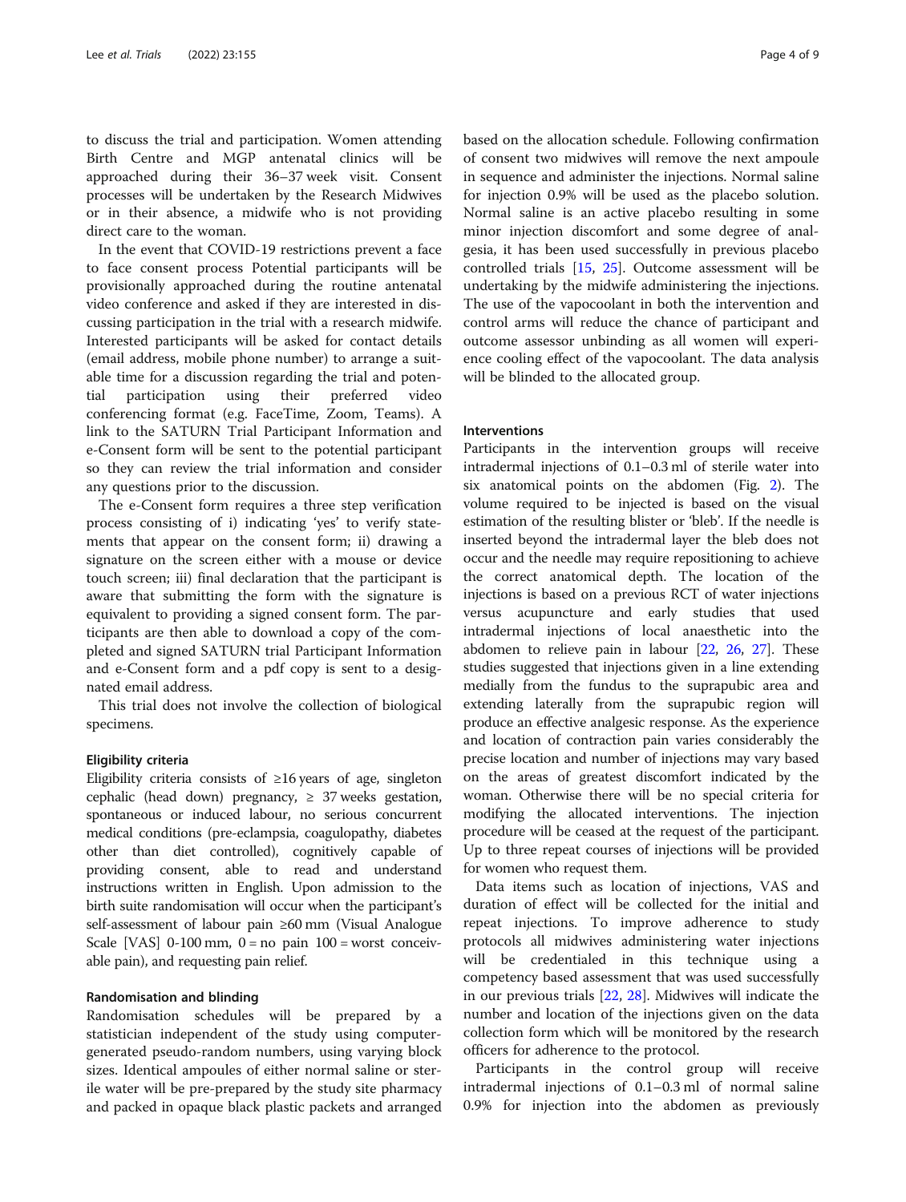to discuss the trial and participation. Women attending Birth Centre and MGP antenatal clinics will be approached during their 36–37 week visit. Consent processes will be undertaken by the Research Midwives or in their absence, a midwife who is not providing direct care to the woman.

In the event that COVID-19 restrictions prevent a face to face consent process Potential participants will be provisionally approached during the routine antenatal video conference and asked if they are interested in discussing participation in the trial with a research midwife. Interested participants will be asked for contact details (email address, mobile phone number) to arrange a suitable time for a discussion regarding the trial and potential participation using their preferred video conferencing format (e.g. FaceTime, Zoom, Teams). A link to the SATURN Trial Participant Information and e-Consent form will be sent to the potential participant so they can review the trial information and consider any questions prior to the discussion.

The e-Consent form requires a three step verification process consisting of i) indicating 'yes' to verify statements that appear on the consent form; ii) drawing a signature on the screen either with a mouse or device touch screen; iii) final declaration that the participant is aware that submitting the form with the signature is equivalent to providing a signed consent form. The participants are then able to download a copy of the completed and signed SATURN trial Participant Information and e-Consent form and a pdf copy is sent to a designated email address.

This trial does not involve the collection of biological specimens.

### Eligibility criteria

Eligibility criteria consists of ≥16 years of age, singleton cephalic (head down) pregnancy, ≥ 37 weeks gestation, spontaneous or induced labour, no serious concurrent medical conditions (pre-eclampsia, coagulopathy, diabetes other than diet controlled), cognitively capable of providing consent, able to read and understand instructions written in English. Upon admission to the birth suite randomisation will occur when the participant's self-assessment of labour pain ≥60 mm (Visual Analogue Scale [VAS] 0-100 mm, 0 = no pain 100 = worst conceivable pain), and requesting pain relief.

### Randomisation and blinding

Randomisation schedules will be prepared by a statistician independent of the study using computer-generated pseudo-random numbers, using varying block sizes. Identical ampoules of either normal saline or sterile water will be pre-prepared by the study site pharmacy and packed in opaque black plastic packets and arranged based on the allocation schedule. Following confirmation of consent two midwives will remove the next ampoule in sequence and administer the injections. Normal saline for injection 0.9% will be used as the placebo solution. Normal saline is an active placebo resulting in some minor injection discomfort and some degree of analgesia, it has been used successfully in previous placebo controlled trials [15, 25]. Outcome assessment will be undertaking by the midwife administering the injections. The use of the vapocoolant in both the intervention and control arms will reduce the chance of participant and outcome assessor unbinding as all women will experience cooling effect of the vapocoolant. The data analysis will be blinded to the allocated group.

### Interventions

Participants in the intervention groups will receive intradermal injections of 0.1–0.3 ml of sterile water into six anatomical points on the abdomen (Fig. 2). The volume required to be injected is based on the visual estimation of the resulting blister or 'bleb'. If the needle is inserted beyond the intradermal layer the bleb does not occur and the needle may require repositioning to achieve the correct anatomical depth. The location of the injections is based on a previous RCT of water injections versus acupuncture and early studies that used intradermal injections of local anaesthetic into the abdomen to relieve pain in labour [22, 26, 27]. These studies suggested that injections given in a line extending medially from the fundus to the suprapubic area and extending laterally from the suprapubic region will produce an effective analgesic response. As the experience and location of contraction pain varies considerably the precise location and number of injections may vary based on the areas of greatest discomfort indicated by the woman. Otherwise there will be no special criteria for modifying the allocated interventions. The injection procedure will be ceased at the request of the participant. Up to three repeat courses of injections will be provided for women who request them.

Data items such as location of injections, VAS and duration of effect will be collected for the initial and repeat injections. To improve adherence to study protocols all midwives administering water injections will be credentialed in this technique using a competency based assessment that was used successfully in our previous trials [22, 28]. Midwives will indicate the number and location of the injections given on the data collection form which will be monitored by the research officers for adherence to the protocol.

Participants in the control group will receive intradermal injections of 0.1–0.3 ml of normal saline 0.9% for injection into the abdomen as previously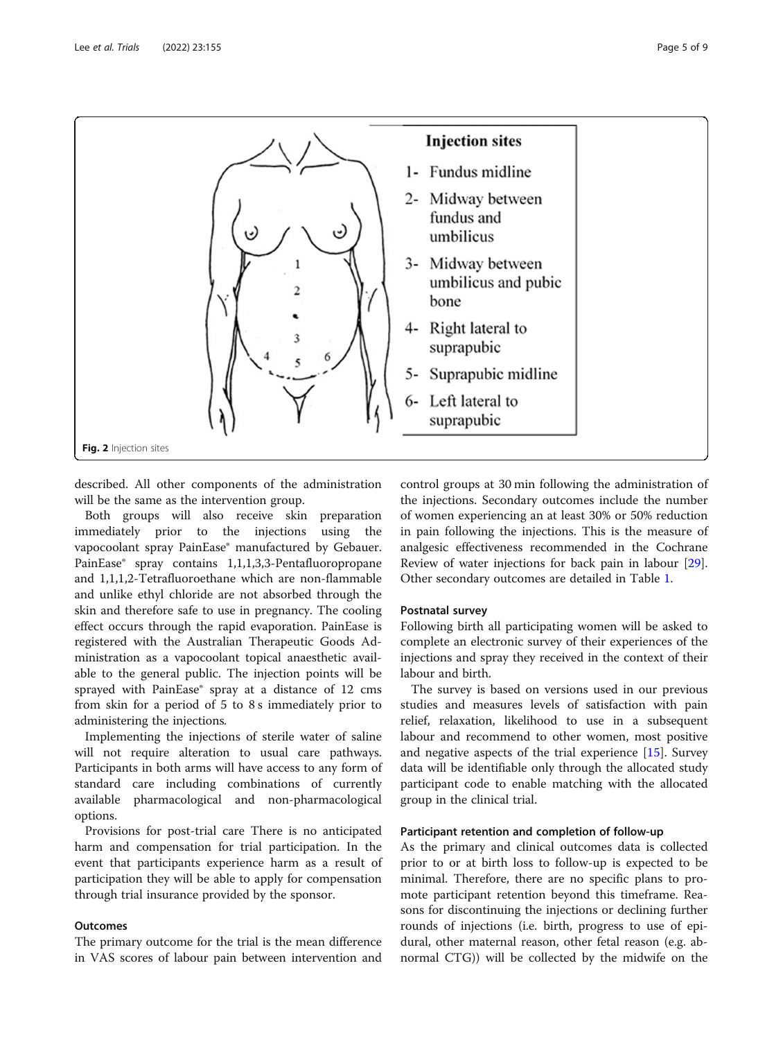**Fig. 2** Injection sites

described. All other components of the administration will be the same as the intervention group.

Both groups will also receive skin preparation immediately prior to the injections using the vapocoolant spray PainEase® manufactured by Gebauer. PainEase® spray contains 1,1,1,3,3-Pentafluoropropane and 1,1,1,2-Tetrafluoroethane which are non-flammable and unlike ethyl chloride are not absorbed through the skin and therefore safe to use in pregnancy. The cooling effect occurs through the rapid evaporation. PainEase is registered with the Australian Therapeutic Goods Administration as a vapocoolant topical anaesthetic available to the general public. The injection points will be sprayed with PainEase® spray at a distance of 12 cms from skin for a period of 5 to 8 s immediately prior to administering the injections.

Implementing the injections of sterile water of saline will not require alteration to usual care pathways. Participants in both arms will have access to any form of standard care including combinations of currently available pharmacological and non-pharmacological options.

Provisions for post-trial care There is no anticipated harm and compensation for trial participation. In the event that participants experience harm as a result of participation they will be able to apply for compensation through trial insurance provided by the sponsor.

### Outcomes

The primary outcome for the trial is the mean difference in VAS scores of labour pain between intervention and control groups at 30 min following the administration of the injections. Secondary outcomes include the number of women experiencing an at least 30% or 50% reduction in pain following the injections. This is the measure of analgesic effectiveness recommended in the Cochrane Review of water injections for back pain in labour [29]. Other secondary outcomes are detailed in Table 1.

### Postnatal survey

Following birth all participating women will be asked to complete an electronic survey of their experiences of the injections and spray they received in the context of their labour and birth.

The survey is based on versions used in our previous studies and measures levels of satisfaction with pain relief, relaxation, likelihood to use in a subsequent labour and recommend to other women, most positive and negative aspects of the trial experience [15]. Survey data will be identifiable only through the allocated study participant code to enable matching with the allocated group in the clinical trial.

### Participant retention and completion of follow-up

As the primary and clinical outcomes data is collected prior to or at birth loss to follow-up is expected to be minimal. Therefore, there are no specific plans to promote participant retention beyond this timeframe. Reasons for discontinuing the injections or declining further rounds of injections (i.e. birth, progress to use of epidural, other maternal reason, other fetal reason (e.g. abnormal CTG)) will be collected by the midwife on the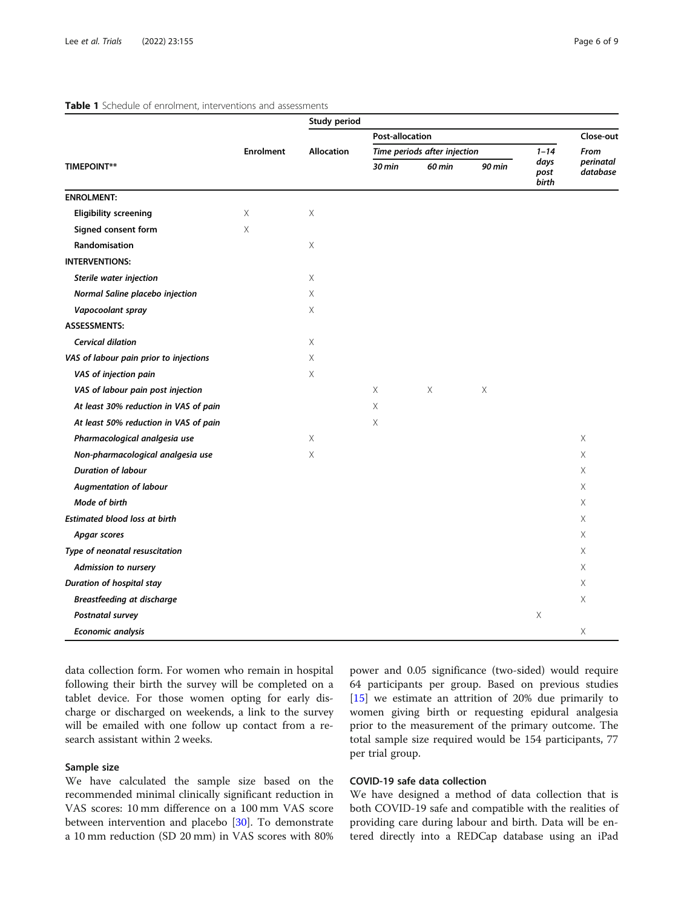**Table 1** Schedule of enrolment, interventions and assessments

| TIMEPOINT** | Study period | | | | | | |
|---|---|---|---|---|---|---|---|
| | Enrolment | Allocation | Post-allocation | | | | Close-out |
| | | | Time periods after injection | | | 1–14 days post birth | From perinatal database |
| | | | 30 min | 60 min | 90 min | | |
| **ENROLMENT:** | | | | | | | |
| Eligibility screening | X | X | | | | | |
| Signed consent form | X | | | | | | |
| Randomisation | | X | | | | | |
| **INTERVENTIONS:** | | | | | | | |
| *Sterile water injection* | | X | | | | | |
| *Normal Saline placebo injection* | | X | | | | | |
| *Vapocoolant spray* | | X | | | | | |
| **ASSESSMENTS:** | | | | | | | |
| *Cervical dilation* | | X | | | | | |
| *VAS of labour pain prior to injections* | | X | | | | | |
| *VAS of injection pain* | | X | | | | | |
| *VAS of labour pain post injection* | | | X | X | X | | |
| *At least 30% reduction in VAS of pain* | | | X | | | | |
| *At least 50% reduction in VAS of pain* | | | X | | | | |
| *Pharmacological analgesia use* | | X | | | | | X |
| *Non-pharmacological analgesia use* | | X | | | | | X |
| *Duration of labour* | | | | | | | X |
| *Augmentation of labour* | | | | | | | X |
| *Mode of birth* | | | | | | | X |
| *Estimated blood loss at birth* | | | | | | | X |
| *Apgar scores* | | | | | | | X |
| *Type of neonatal resuscitation* | | | | | | | X |
| *Admission to nursery* | | | | | | | X |
| *Duration of hospital stay* | | | | | | | X |
| *Breastfeeding at discharge* | | | | | | | X |
| *Postnatal survey* | | | | | | X | |
| *Economic analysis* | | | | | | | X |

data collection form. For women who remain in hospital following their birth the survey will be completed on a tablet device. For those women opting for early discharge or discharged on weekends, a link to the survey will be emailed with one follow up contact from a research assistant within 2 weeks.

## Sample size

We have calculated the sample size based on the recommended minimal clinically significant reduction in VAS scores: 10 mm difference on a 100 mm VAS score between intervention and placebo [30]. To demonstrate a 10 mm reduction (SD 20 mm) in VAS scores with 80% power and 0.05 significance (two-sided) would require 64 participants per group. Based on previous studies [15] we estimate an attrition of 20% due primarily to women giving birth or requesting epidural analgesia prior to the measurement of the primary outcome. The total sample size required would be 154 participants, 77 per trial group.

## COVID-19 safe data collection

We have designed a method of data collection that is both COVID-19 safe and compatible with the realities of providing care during labour and birth. Data will be entered directly into a REDCap database using an iPad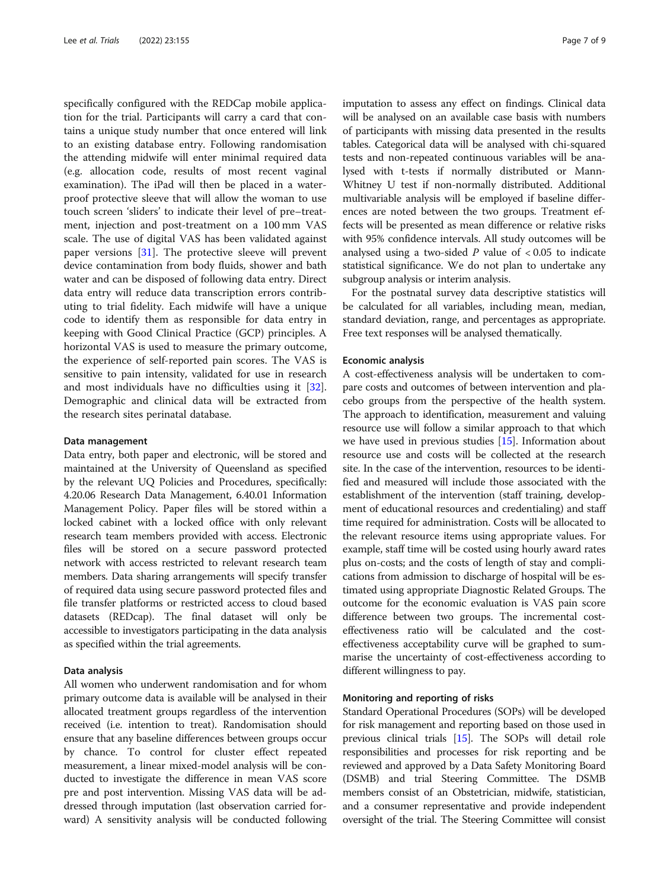specifically configured with the REDCap mobile application for the trial. Participants will carry a card that contains a unique study number that once entered will link to an existing database entry. Following randomisation the attending midwife will enter minimal required data (e.g. allocation code, results of most recent vaginal examination). The iPad will then be placed in a waterproof protective sleeve that will allow the woman to use touch screen 'sliders' to indicate their level of pre–treatment, injection and post-treatment on a 100 mm VAS scale. The use of digital VAS has been validated against paper versions [31]. The protective sleeve will prevent device contamination from body fluids, shower and bath water and can be disposed of following data entry. Direct data entry will reduce data transcription errors contributing to trial fidelity. Each midwife will have a unique code to identify them as responsible for data entry in keeping with Good Clinical Practice (GCP) principles. A horizontal VAS is used to measure the primary outcome, the experience of self-reported pain scores. The VAS is sensitive to pain intensity, validated for use in research and most individuals have no difficulties using it [32]. Demographic and clinical data will be extracted from the research sites perinatal database.

#### Data management

Data entry, both paper and electronic, will be stored and maintained at the University of Queensland as specified by the relevant UQ Policies and Procedures, specifically: 4.20.06 Research Data Management, 6.40.01 Information Management Policy. Paper files will be stored within a locked cabinet with a locked office with only relevant research team members provided with access. Electronic files will be stored on a secure password protected network with access restricted to relevant research team members. Data sharing arrangements will specify transfer of required data using secure password protected files and file transfer platforms or restricted access to cloud based datasets (REDcap). The final dataset will only be accessible to investigators participating in the data analysis as specified within the trial agreements.

#### Data analysis

All women who underwent randomisation and for whom primary outcome data is available will be analysed in their allocated treatment groups regardless of the intervention received (i.e. intention to treat). Randomisation should ensure that any baseline differences between groups occur by chance. To control for cluster effect repeated measurement, a linear mixed-model analysis will be conducted to investigate the difference in mean VAS score pre and post intervention. Missing VAS data will be addressed through imputation (last observation carried forward) A sensitivity analysis will be conducted following imputation to assess any effect on findings. Clinical data will be analysed on an available case basis with numbers of participants with missing data presented in the results tables. Categorical data will be analysed with chi-squared tests and non-repeated continuous variables will be analysed with t-tests if normally distributed or Mann-Whitney U test if non-normally distributed. Additional multivariable analysis will be employed if baseline differences are noted between the two groups. Treatment effects will be presented as mean difference or relative risks with 95% confidence intervals. All study outcomes will be analysed using a two-sided $P$ value of $< 0.05$ to indicate statistical significance. We do not plan to undertake any subgroup analysis or interim analysis.

For the postnatal survey data descriptive statistics will be calculated for all variables, including mean, median, standard deviation, range, and percentages as appropriate. Free text responses will be analysed thematically.

#### Economic analysis

A cost-effectiveness analysis will be undertaken to compare costs and outcomes of between intervention and placebo groups from the perspective of the health system. The approach to identification, measurement and valuing resource use will follow a similar approach to that which we have used in previous studies [15]. Information about resource use and costs will be collected at the research site. In the case of the intervention, resources to be identified and measured will include those associated with the establishment of the intervention (staff training, development of educational resources and credentialing) and staff time required for administration. Costs will be allocated to the relevant resource items using appropriate values. For example, staff time will be costed using hourly award rates plus on-costs; and the costs of length of stay and complications from admission to discharge of hospital will be estimated using appropriate Diagnostic Related Groups. The outcome for the economic evaluation is VAS pain score difference between two groups. The incremental cost-effectiveness ratio will be calculated and the cost-effectiveness acceptability curve will be graphed to summarise the uncertainty of cost-effectiveness according to different willingness to pay.

#### Monitoring and reporting of risks

Standard Operational Procedures (SOPs) will be developed for risk management and reporting based on those used in previous clinical trials [15]. The SOPs will detail role responsibilities and processes for risk reporting and be reviewed and approved by a Data Safety Monitoring Board (DSMB) and trial Steering Committee. The DSMB members consist of an Obstetrician, midwife, statistician, and a consumer representative and provide independent oversight of the trial. The Steering Committee will consist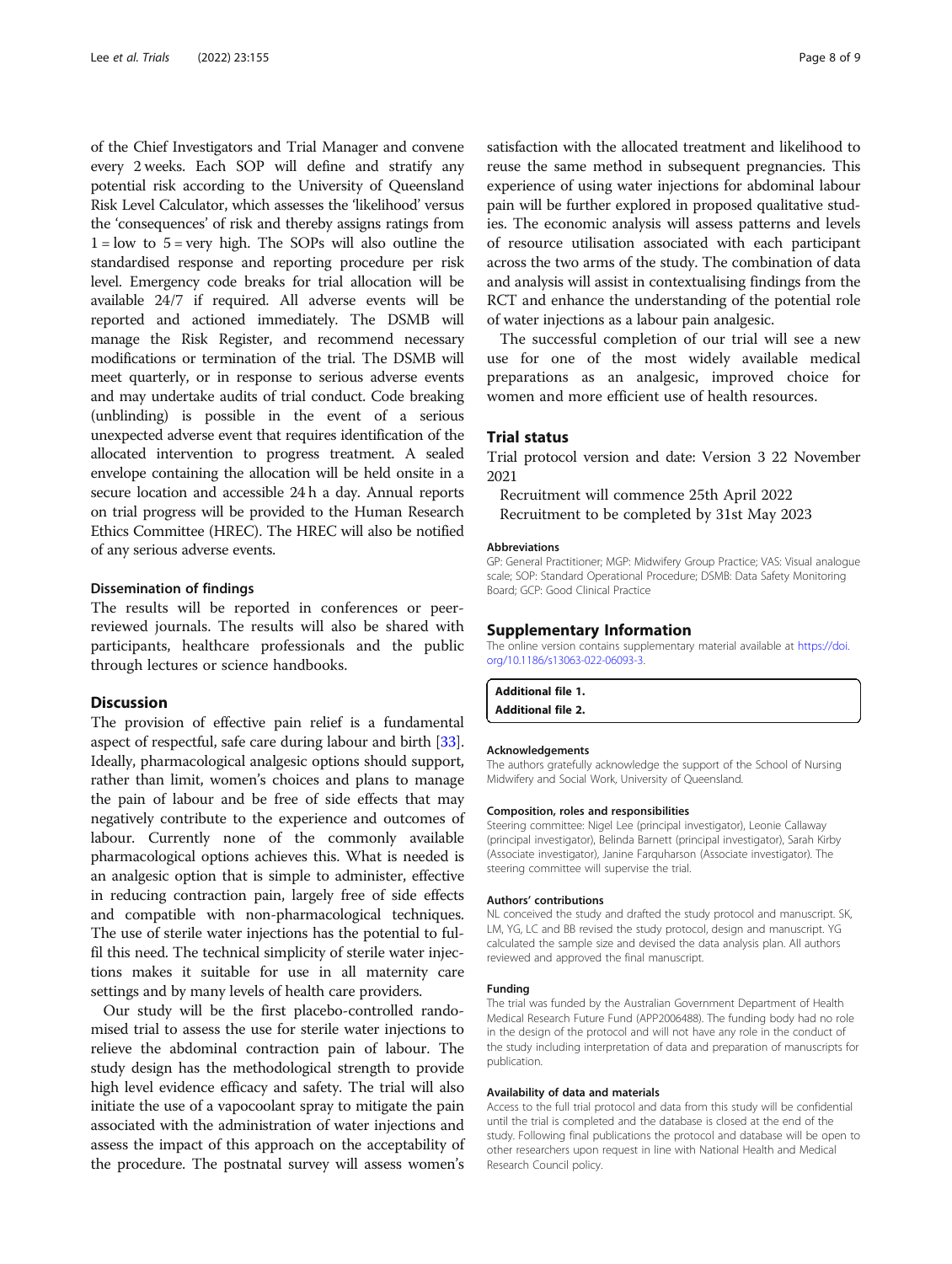of the Chief Investigators and Trial Manager and convene every 2 weeks. Each SOP will define and stratify any potential risk according to the University of Queensland Risk Level Calculator, which assesses the 'likelihood' versus the 'consequences' of risk and thereby assigns ratings from 1 = low to 5 = very high. The SOPs will also outline the standardised response and reporting procedure per risk level. Emergency code breaks for trial allocation will be available 24/7 if required. All adverse events will be reported and actioned immediately. The DSMB will manage the Risk Register, and recommend necessary modifications or termination of the trial. The DSMB will meet quarterly, or in response to serious adverse events and may undertake audits of trial conduct. Code breaking (unblinding) is possible in the event of a serious unexpected adverse event that requires identification of the allocated intervention to progress treatment. A sealed envelope containing the allocation will be held onsite in a secure location and accessible 24 h a day. Annual reports on trial progress will be provided to the Human Research Ethics Committee (HREC). The HREC will also be notified of any serious adverse events.

### Dissemination of findings

The results will be reported in conferences or peer-reviewed journals. The results will also be shared with participants, healthcare professionals and the public through lectures or science handbooks.

## Discussion

The provision of effective pain relief is a fundamental aspect of respectful, safe care during labour and birth [33]. Ideally, pharmacological analgesic options should support, rather than limit, women's choices and plans to manage the pain of labour and be free of side effects that may negatively contribute to the experience and outcomes of labour. Currently none of the commonly available pharmacological options achieves this. What is needed is an analgesic option that is simple to administer, effective in reducing contraction pain, largely free of side effects and compatible with non-pharmacological techniques. The use of sterile water injections has the potential to fulfil this need. The technical simplicity of sterile water injections makes it suitable for use in all maternity care settings and by many levels of health care providers.

Our study will be the first placebo-controlled randomised trial to assess the use for sterile water injections to relieve the abdominal contraction pain of labour. The study design has the methodological strength to provide high level evidence efficacy and safety. The trial will also initiate the use of a vapocoolant spray to mitigate the pain associated with the administration of water injections and assess the impact of this approach on the acceptability of the procedure. The postnatal survey will assess women's satisfaction with the allocated treatment and likelihood to reuse the same method in subsequent pregnancies. This experience of using water injections for abdominal labour pain will be further explored in proposed qualitative studies. The economic analysis will assess patterns and levels of resource utilisation associated with each participant across the two arms of the study. The combination of data and analysis will assist in contextualising findings from the RCT and enhance the understanding of the potential role of water injections as a labour pain analgesic.

The successful completion of our trial will see a new use for one of the most widely available medical preparations as an analgesic, improved choice for women and more efficient use of health resources.

## Trial status

Trial protocol version and date: Version 3 22 November 2021

Recruitment will commence 25th April 2022

Recruitment to be completed by 31st May 2023

#### Abbreviations

GP: General Practitioner; MGP: Midwifery Group Practice; VAS: Visual analogue scale; SOP: Standard Operational Procedure; DSMB: Data Safety Monitoring Board; GCP: Good Clinical Practice

## Supplementary Information

The online version contains supplementary material available at https://doi.org/10.1186/s13063-022-06093-3.

**Additional file 1.**
**Additional file 2.**

#### Acknowledgements

The authors gratefully acknowledge the support of the School of Nursing Midwifery and Social Work, University of Queensland.

#### Composition, roles and responsibilities

Steering committee: Nigel Lee (principal investigator), Leonie Callaway (principal investigator), Belinda Barnett (principal investigator), Sarah Kirby (Associate investigator), Janine Farquharson (Associate investigator). The steering committee will supervise the trial.

#### Authors' contributions

NL conceived the study and drafted the study protocol and manuscript. SK, LM, YG, LC and BB revised the study protocol, design and manuscript. YG calculated the sample size and devised the data analysis plan. All authors reviewed and approved the final manuscript.

#### Funding

The trial was funded by the Australian Government Department of Health Medical Research Future Fund (APP2006488). The funding body had no role in the design of the protocol and will not have any role in the conduct of the study including interpretation of data and preparation of manuscripts for publication.

#### Availability of data and materials

Access to the full trial protocol and data from this study will be confidential until the trial is completed and the database is closed at the end of the study. Following final publications the protocol and database will be open to other researchers upon request in line with National Health and Medical Research Council policy.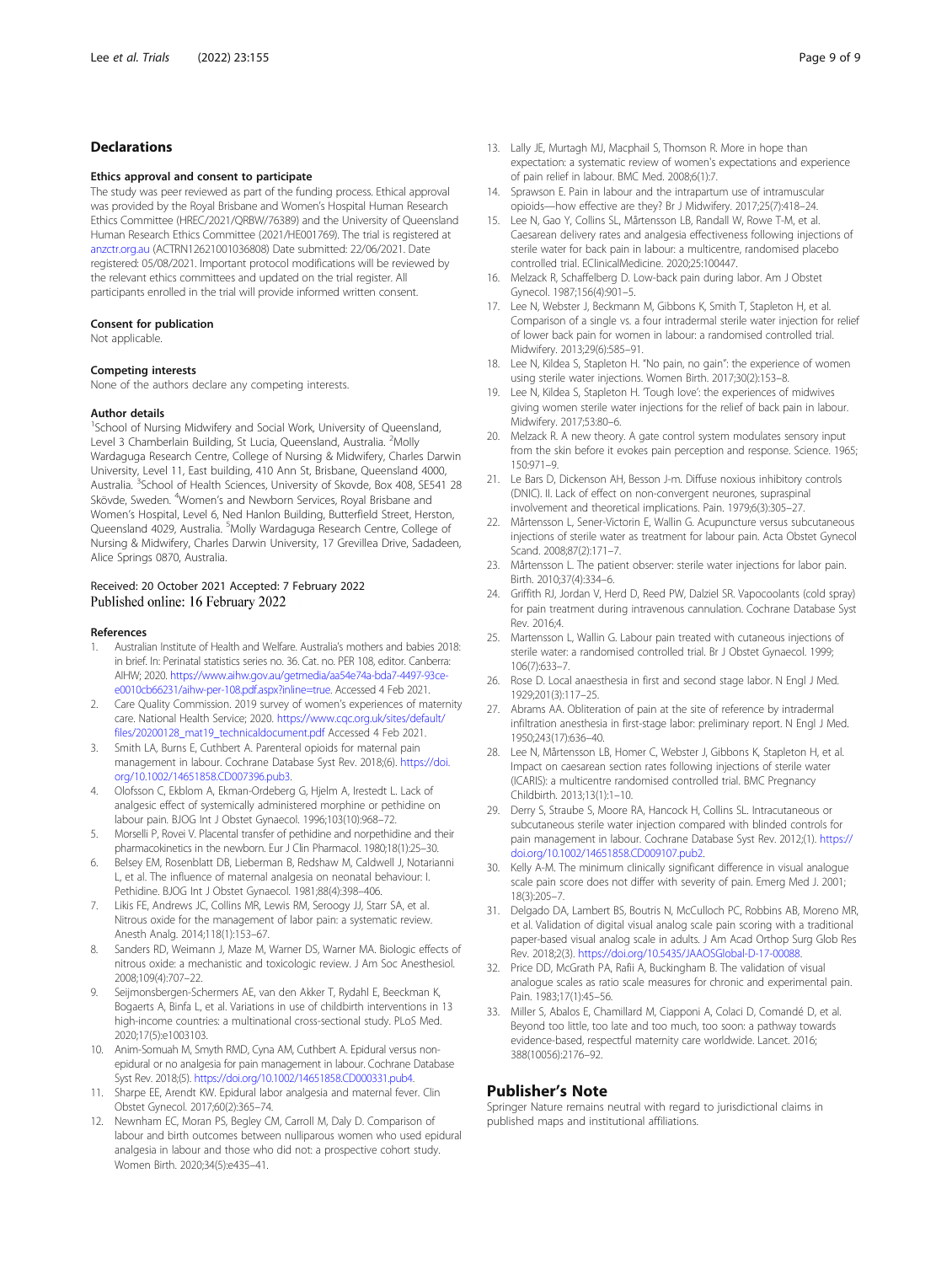## Declarations

### Ethics approval and consent to participate

The study was peer reviewed as part of the funding process. Ethical approval was provided by the Royal Brisbane and Women's Hospital Human Research Ethics Committee (HREC/2021/QRBW/76389) and the University of Queensland Human Research Ethics Committee (2021/HE001769). The trial is registered at anzctr.org.au (ACTRN12621001036808) Date submitted: 22/06/2021. Date registered: 05/08/2021. Important protocol modifications will be reviewed by the relevant ethics committees and updated on the trial register. All participants enrolled in the trial will provide informed written consent.

### Consent for publication

Not applicable.

### Competing interests

None of the authors declare any competing interests.

### Author details

[1]School of Nursing Midwifery and Social Work, University of Queensland, Level 3 Chamberlain Building, St Lucia, Queensland, Australia. [2]Molly Wardaguga Research Centre, College of Nursing & Midwifery, Charles Darwin University, Level 11, East building, 410 Ann St, Brisbane, Queensland 4000, Australia. [3]School of Health Sciences, University of Skovde, Box 408, SE541 28 Skövde, Sweden. [4]Women's and Newborn Services, Royal Brisbane and Women's Hospital, Level 6, Ned Hanlon Building, Butterfield Street, Herston, Queensland 4029, Australia. [5]Molly Wardaguga Research Centre, College of Nursing & Midwifery, Charles Darwin University, 17 Grevillea Drive, Sadadeen, Alice Springs 0870, Australia.

Received: 20 October 2021 Accepted: 7 February 2022
Published online: 16 February 2022

### References

1. Australian Institute of Health and Welfare. Australia's mothers and babies 2018: in brief. In: Perinatal statistics series no. 36. Cat. no. PER 108, editor. Canberra: AIHW; 2020. https://www.aihw.gov.au/getmedia/aa54e74a-bda7-4497-93ce-e0010cb66231/aihw-per-108.pdf.aspx?inline=true. Accessed 4 Feb 2021.
2. Care Quality Commission. 2019 survey of women's experiences of maternity care. National Health Service; 2020. https://www.cqc.org.uk/sites/default/files/20200128_mat19_technicaldocument.pdf Accessed 4 Feb 2021.
3. Smith LA, Burns E, Cuthbert A. Parenteral opioids for maternal pain management in labour. Cochrane Database Syst Rev. 2018;(6). https://doi.org/10.1002/14651858.CD007396.pub3.
4. Olofsson C, Ekblom A, Ekman-Ordeberg G, Hjelm A, Irestedt L. Lack of analgesic effect of systemically administered morphine or pethidine on labour pain. BJOG Int J Obstet Gynaecol. 1996;103(10):968–72.
5. Morselli P, Rovei V. Placental transfer of pethidine and norpethidine and their pharmacokinetics in the newborn. Eur J Clin Pharmacol. 1980;18(1):25–30.
6. Belsey EM, Rosenblatt DB, Lieberman B, Redshaw M, Caldwell J, Notarianni L, et al. The influence of maternal analgesia on neonatal behaviour: I. Pethidine. BJOG Int J Obstet Gynaecol. 1981;88(4):398–406.
7. Likis FE, Andrews JC, Collins MR, Lewis RM, Seroogy JJ, Starr SA, et al. Nitrous oxide for the management of labor pain: a systematic review. Anesth Analg. 2014;118(1):153–67.
8. Sanders RD, Weimann J, Maze M, Warner DS, Warner MA. Biologic effects of nitrous oxide: a mechanistic and toxicologic review. J Am Soc Anesthesiol. 2008;109(4):707–22.
9. Seijmonsbergen-Schermers AE, van den Akker T, Rydahl E, Beeckman K, Bogaerts A, Binfa L, et al. Variations in use of childbirth interventions in 13 high-income countries: a multinational cross-sectional study. PLoS Med. 2020;17(5):e1003103.
10. Anim-Somuah M, Smyth RMD, Cyna AM, Cuthbert A. Epidural versus non-epidural or no analgesia for pain management in labour. Cochrane Database Syst Rev. 2018;(5). https://doi.org/10.1002/14651858.CD000331.pub4.
11. Sharpe EE, Arendt KW. Epidural labor analgesia and maternal fever. Clin Obstet Gynecol. 2017;60(2):365–74.
12. Newnham EC, Moran PS, Begley CM, Carroll M, Daly D. Comparison of labour and birth outcomes between nulliparous women who used epidural analgesia in labour and those who did not: a prospective cohort study. Women Birth. 2020;34(5):e435–41.
13. Lally JE, Murtagh MJ, Macphail S, Thomson R. More in hope than expectation: a systematic review of women's expectations and experience of pain relief in labour. BMC Med. 2008;6(1):7.
14. Sprawson E. Pain in labour and the intrapartum use of intramuscular opioids—how effective are they? Br J Midwifery. 2017;25(7):418–24.
15. Lee N, Gao Y, Collins SL, Mårtensson LB, Randall W, Rowe T-M, et al. Caesarean delivery rates and analgesia effectiveness following injections of sterile water for back pain in labour: a multicentre, randomised placebo controlled trial. EClinicalMedicine. 2020;25:100447.
16. Melzack R, Schaffelberg D. Low-back pain during labor. Am J Obstet Gynecol. 1987;156(4):901–5.
17. Lee N, Webster J, Beckmann M, Gibbons K, Smith T, Stapleton H, et al. Comparison of a single vs. a four intradermal sterile water injection for relief of lower back pain for women in labour: a randomised controlled trial. Midwifery. 2013;29(6):585–91.
18. Lee N, Kildea S, Stapleton H. "No pain, no gain": the experience of women using sterile water injections. Women Birth. 2017;30(2):153–8.
19. Lee N, Kildea S, Stapleton H. 'Tough love': the experiences of midwives giving women sterile water injections for the relief of back pain in labour. Midwifery. 2017;53:80–6.
20. Melzack R. A new theory. A gate control system modulates sensory input from the skin before it evokes pain perception and response. Science. 1965; 150:971–9.
21. Le Bars D, Dickenson AH, Besson J-m. Diffuse noxious inhibitory controls (DNIC). II. Lack of effect on non-convergent neurones, supraspinal involvement and theoretical implications. Pain. 1979;6(3):305–27.
22. Mårtensson L, Sener-Victorin E, Wallin G. Acupuncture versus subcutaneous injections of sterile water as treatment for labour pain. Acta Obstet Gynecol Scand. 2008;87(2):171–7.
23. Mårtensson L. The patient observer: sterile water injections for labor pain. Birth. 2010;37(4):334–6.
24. Griffith RJ, Jordan V, Herd D, Reed PW, Dalziel SR. Vapocoolants (cold spray) for pain treatment during intravenous cannulation. Cochrane Database Syst Rev. 2016;4.
25. Martensson L, Wallin G. Labour pain treated with cutaneous injections of sterile water: a randomised controlled trial. Br J Obstet Gynaecol. 1999; 106(7):633–7.
26. Rose D. Local anaesthesia in first and second stage labor. N Engl J Med. 1929;201(3):117–25.
27. Abrams AA. Obliteration of pain at the site of reference by intradermal infiltration anesthesia in first-stage labor: preliminary report. N Engl J Med. 1950;243(17):636–40.
28. Lee N, Mårtensson LB, Homer C, Webster J, Gibbons K, Stapleton H, et al. Impact on caesarean section rates following injections of sterile water (ICARIS): a multicentre randomised controlled trial. BMC Pregnancy Childbirth. 2013;13(1):1–10.
29. Derry S, Straube S, Moore RA, Hancock H, Collins SL. Intracutaneous or subcutaneous sterile water injection compared with blinded controls for pain management in labour. Cochrane Database Syst Rev. 2012;(1). https://doi.org/10.1002/14651858.CD009107.pub2.
30. Kelly A-M. The minimum clinically significant difference in visual analogue scale pain score does not differ with severity of pain. Emerg Med J. 2001; 18(3):205–7.
31. Delgado DA, Lambert BS, Boutris N, McCulloch PC, Robbins AB, Moreno MR, et al. Validation of digital visual analog scale pain scoring with a traditional paper-based visual analog scale in adults. J Am Acad Orthop Surg Glob Res Rev. 2018;2(3). https://doi.org/10.5435/JAAOSGlobal-D-17-00088.
32. Price DD, McGrath PA, Rafii A, Buckingham B. The validation of visual analogue scales as ratio scale measures for chronic and experimental pain. Pain. 1983;17(1):45–56.
33. Miller S, Abalos E, Chamillard M, Ciapponi A, Colaci D, Comandé D, et al. Beyond too little, too late and too much, too soon: a pathway towards evidence-based, respectful maternity care worldwide. Lancet. 2016; 388(10056):2176–92.

## Publisher's Note

Springer Nature remains neutral with regard to jurisdictional claims in published maps and institutional affiliations.